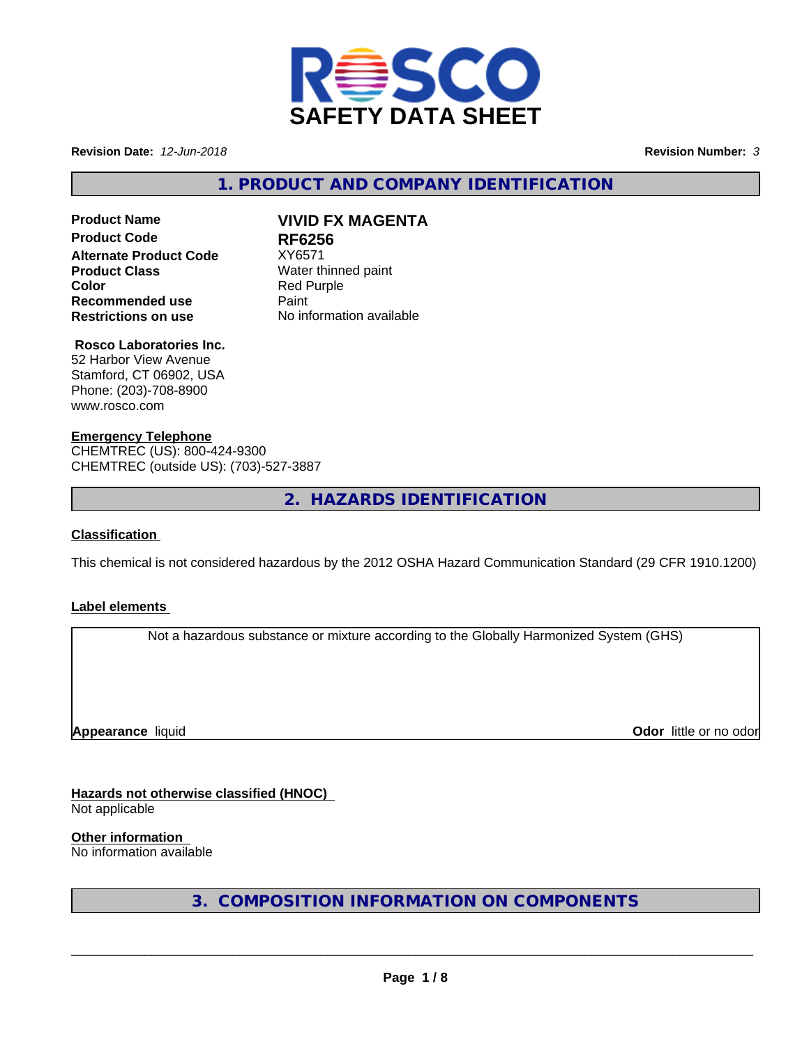# SAFETY DATA SHEET

**Revision Date:** *12-Jun-2018* **Revision Number:** *3*

## 1. PRODUCT AND COMPANY IDENTIFICATION

| | |
|---|---|
| **Product Name** | **VIVID FX MAGENTA** |
| **Product Code** | **RF6256** |
| **Alternate Product Code** | XY6571 |
| **Product Class** | Water thinned paint |
| **Color** | Red Purple |
| **Recommended use** | Paint |
| **Restrictions on use** | No information available |

**Rosco Laboratories Inc.**
52 Harbor View Avenue
Stamford, CT 06902, USA
Phone: (203)-708-8900
www.rosco.com

**Emergency Telephone**
CHEMTREC (US): 800-424-9300
CHEMTREC (outside US): (703)-527-3887

## 2. HAZARDS IDENTIFICATION

**Classification**

This chemical is not considered hazardous by the 2012 OSHA Hazard Communication Standard (29 CFR 1910.1200)

**Label elements**

Not a hazardous substance or mixture according to the Globally Harmonized System (GHS)

**Appearance** liquid **Odor** little or no odor

**Hazards not otherwise classified (HNOC)**
Not applicable

**Other information**
No information available

## 3. COMPOSITION INFORMATION ON COMPONENTS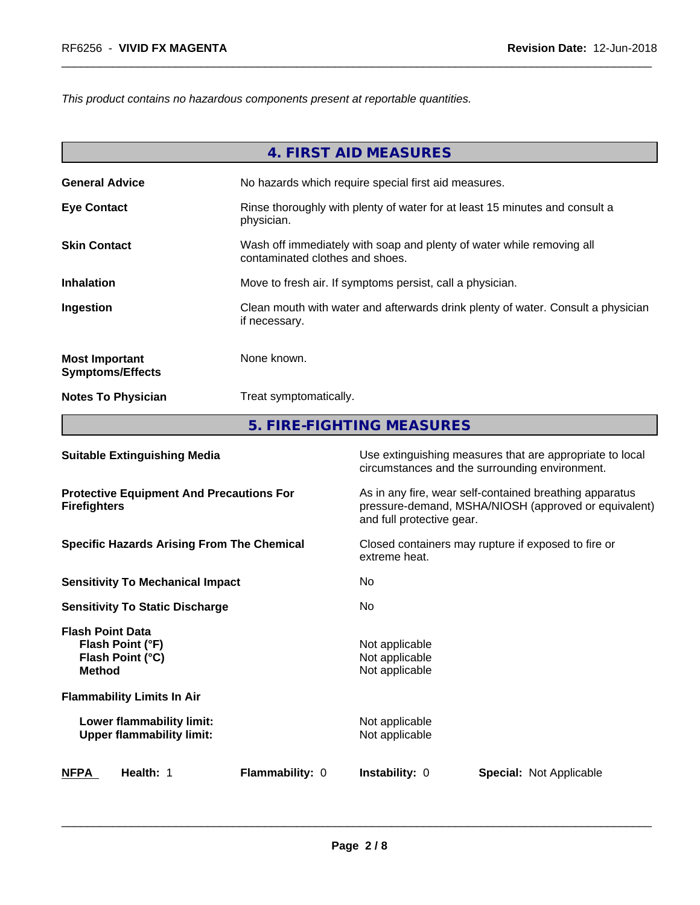*This product contains no hazardous components present at reportable quantities.*

## 4. FIRST AID MEASURES

| | |
|---|---|
| **General Advice** | No hazards which require special first aid measures. |
| **Eye Contact** | Rinse thoroughly with plenty of water for at least 15 minutes and consult a physician. |
| **Skin Contact** | Wash off immediately with soap and plenty of water while removing all contaminated clothes and shoes. |
| **Inhalation** | Move to fresh air. If symptoms persist, call a physician. |
| **Ingestion** | Clean mouth with water and afterwards drink plenty of water. Consult a physician if necessary. |
| **Most Important Symptoms/Effects** | None known. |
| **Notes To Physician** | Treat symptomatically. |

## 5. FIRE-FIGHTING MEASURES

| | |
|---|---|
| **Suitable Extinguishing Media** | Use extinguishing measures that are appropriate to local circumstances and the surrounding environment. |
| **Protective Equipment And Precautions For Firefighters** | As in any fire, wear self-contained breathing apparatus pressure-demand, MSHA/NIOSH (approved or equivalent) and full protective gear. |
| **Specific Hazards Arising From The Chemical** | Closed containers may rupture if exposed to fire or extreme heat. |
| **Sensitivity To Mechanical Impact** | No |
| **Sensitivity To Static Discharge** | No |
| **Flash Point Data** | |
| **Flash Point (°F)** | Not applicable |
| **Flash Point (°C)** | Not applicable |
| **Method** | Not applicable |
| **Flammability Limits In Air** | |
| **Lower flammability limit:** | Not applicable |
| **Upper flammability limit:** | Not applicable |

**NFPA** **Health:** 1 **Flammability:** 0 **Instability:** 0 **Special:** Not Applicable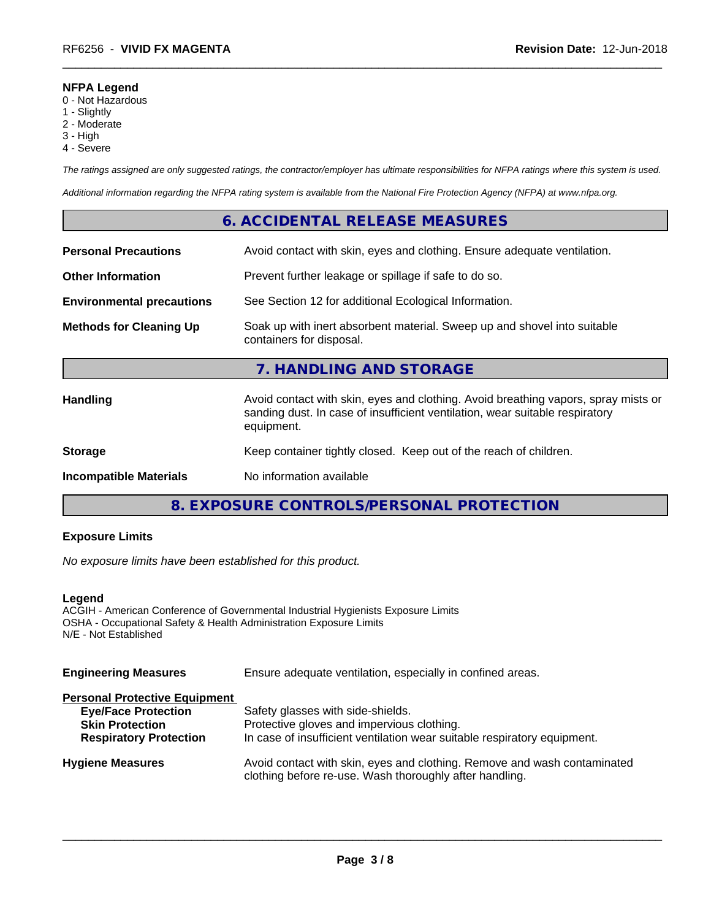**NFPA Legend**
0 - Not Hazardous
1 - Slightly
2 - Moderate
3 - High
4 - Severe

*The ratings assigned are only suggested ratings, the contractor/employer has ultimate responsibilities for NFPA ratings where this system is used.*

*Additional information regarding the NFPA rating system is available from the National Fire Protection Agency (NFPA) at www.nfpa.org.*

## 6. ACCIDENTAL RELEASE MEASURES

| | |
|---|---|
| **Personal Precautions** | Avoid contact with skin, eyes and clothing. Ensure adequate ventilation. |
| **Other Information** | Prevent further leakage or spillage if safe to do so. |
| **Environmental precautions** | See Section 12 for additional Ecological Information. |
| **Methods for Cleaning Up** | Soak up with inert absorbent material. Sweep up and shovel into suitable containers for disposal. |

## 7. HANDLING AND STORAGE

| | |
|---|---|
| **Handling** | Avoid contact with skin, eyes and clothing. Avoid breathing vapors, spray mists or sanding dust. In case of insufficient ventilation, wear suitable respiratory equipment. |
| **Storage** | Keep container tightly closed. Keep out of the reach of children. |
| **Incompatible Materials** | No information available |

## 8. EXPOSURE CONTROLS/PERSONAL PROTECTION

**Exposure Limits**

*No exposure limits have been established for this product.*

**Legend**
ACGIH - American Conference of Governmental Industrial Hygienists Exposure Limits
OSHA - Occupational Safety & Health Administration Exposure Limits
N/E - Not Established

| | |
|---|---|
| **Engineering Measures** | Ensure adequate ventilation, especially in confined areas. |
| **Personal Protective Equipment** | |
| **Eye/Face Protection** | Safety glasses with side-shields. |
| **Skin Protection** | Protective gloves and impervious clothing. |
| **Respiratory Protection** | In case of insufficient ventilation wear suitable respiratory equipment. |
| **Hygiene Measures** | Avoid contact with skin, eyes and clothing. Remove and wash contaminated clothing before re-use. Wash thoroughly after handling. |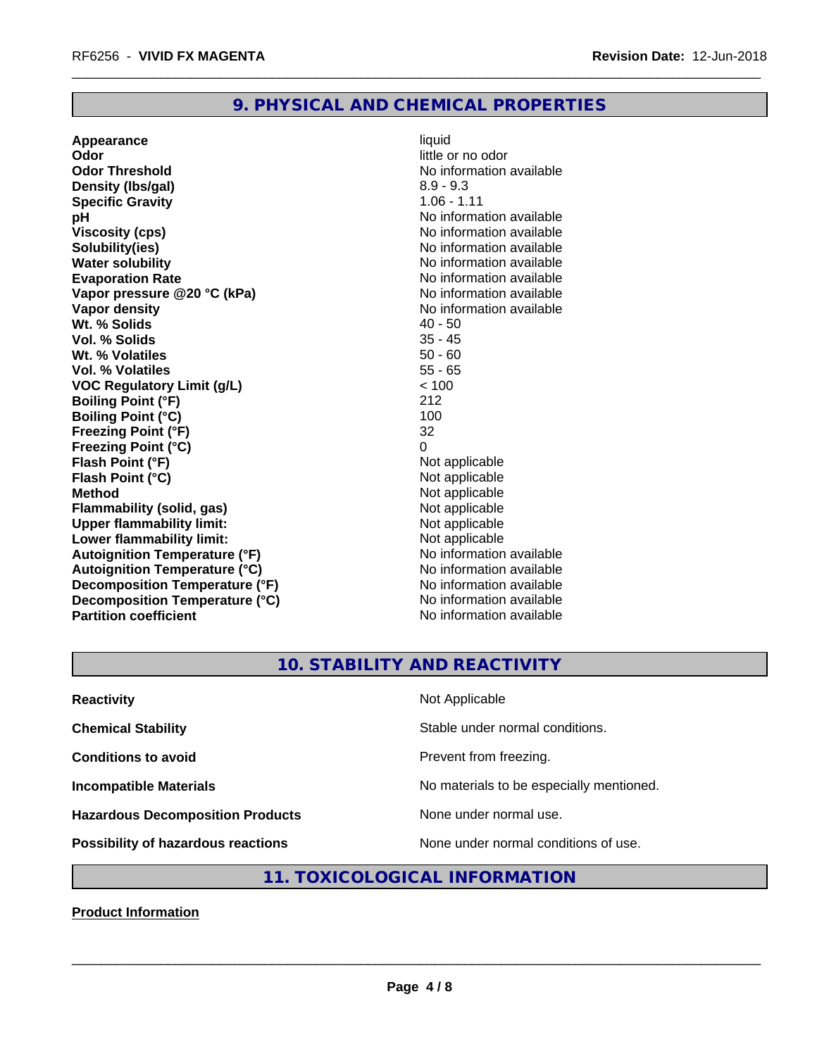## 9. PHYSICAL AND CHEMICAL PROPERTIES

| | |
|---|---|
| **Appearance** | liquid |
| **Odor** | little or no odor |
| **Odor Threshold** | No information available |
| **Density (lbs/gal)** | 8.9 - 9.3 |
| **Specific Gravity** | 1.06 - 1.11 |
| **pH** | No information available |
| **Viscosity (cps)** | No information available |
| **Solubility(ies)** | No information available |
| **Water solubility** | No information available |
| **Evaporation Rate** | No information available |
| **Vapor pressure @20 °C (kPa)** | No information available |
| **Vapor density** | No information available |
| **Wt. % Solids** | 40 - 50 |
| **Vol. % Solids** | 35 - 45 |
| **Wt. % Volatiles** | 50 - 60 |
| **Vol. % Volatiles** | 55 - 65 |
| **VOC Regulatory Limit (g/L)** | < 100 |
| **Boiling Point (°F)** | 212 |
| **Boiling Point (°C)** | 100 |
| **Freezing Point (°F)** | 32 |
| **Freezing Point (°C)** | 0 |
| **Flash Point (°F)** | Not applicable |
| **Flash Point (°C)** | Not applicable |
| **Method** | Not applicable |
| **Flammability (solid, gas)** | Not applicable |
| **Upper flammability limit:** | Not applicable |
| **Lower flammability limit:** | Not applicable |
| **Autoignition Temperature (°F)** | No information available |
| **Autoignition Temperature (°C)** | No information available |
| **Decomposition Temperature (°F)** | No information available |
| **Decomposition Temperature (°C)** | No information available |
| **Partition coefficient** | No information available |

## 10. STABILITY AND REACTIVITY

| | |
|---|---|
| **Reactivity** | Not Applicable |
| **Chemical Stability** | Stable under normal conditions. |
| **Conditions to avoid** | Prevent from freezing. |
| **Incompatible Materials** | No materials to be especially mentioned. |
| **Hazardous Decomposition Products** | None under normal use. |
| **Possibility of hazardous reactions** | None under normal conditions of use. |

## 11. TOXICOLOGICAL INFORMATION

**Product Information**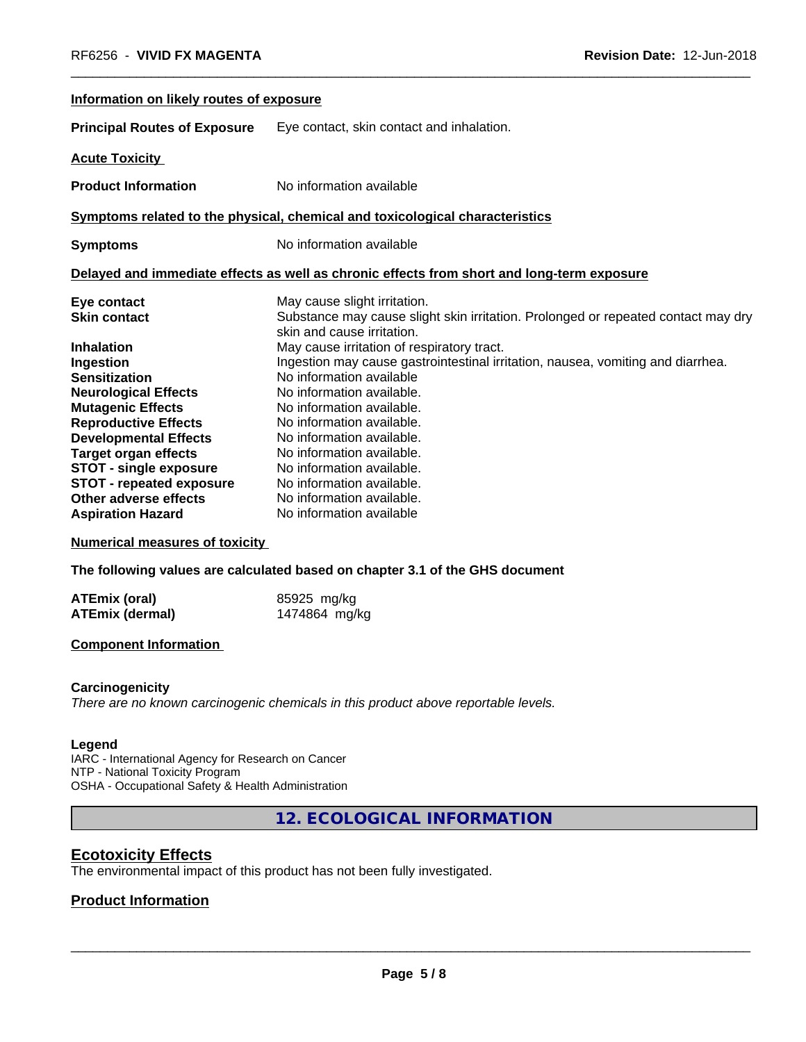**Information on likely routes of exposure**

**Principal Routes of Exposure** Eye contact, skin contact and inhalation.

**Acute Toxicity**

**Product Information** No information available

**Symptoms related to the physical, chemical and toxicological characteristics**

**Symptoms** No information available

**Delayed and immediate effects as well as chronic effects from short and long-term exposure**

| | |
|---|---|
| **Eye contact** | May cause slight irritation. |
| **Skin contact** | Substance may cause slight skin irritation. Prolonged or repeated contact may dry skin and cause irritation. |
| **Inhalation** | May cause irritation of respiratory tract. |
| **Ingestion** | Ingestion may cause gastrointestinal irritation, nausea, vomiting and diarrhea. |
| **Sensitization** | No information available |
| **Neurological Effects** | No information available. |
| **Mutagenic Effects** | No information available. |
| **Reproductive Effects** | No information available. |
| **Developmental Effects** | No information available. |
| **Target organ effects** | No information available. |
| **STOT - single exposure** | No information available. |
| **STOT - repeated exposure** | No information available. |
| **Other adverse effects** | No information available. |
| **Aspiration Hazard** | No information available |

**Numerical measures of toxicity**

**The following values are calculated based on chapter 3.1 of the GHS document**

| | |
|---|---|
| **ATEmix (oral)** | 85925 mg/kg |
| **ATEmix (dermal)** | 1474864 mg/kg |

**Component Information**

**Carcinogenicity**

*There are no known carcinogenic chemicals in this product above reportable levels.*

**Legend**

IARC - International Agency for Research on Cancer
NTP - National Toxicity Program
OSHA - Occupational Safety & Health Administration

## 12. ECOLOGICAL INFORMATION

### Ecotoxicity Effects

The environmental impact of this product has not been fully investigated.

### Product Information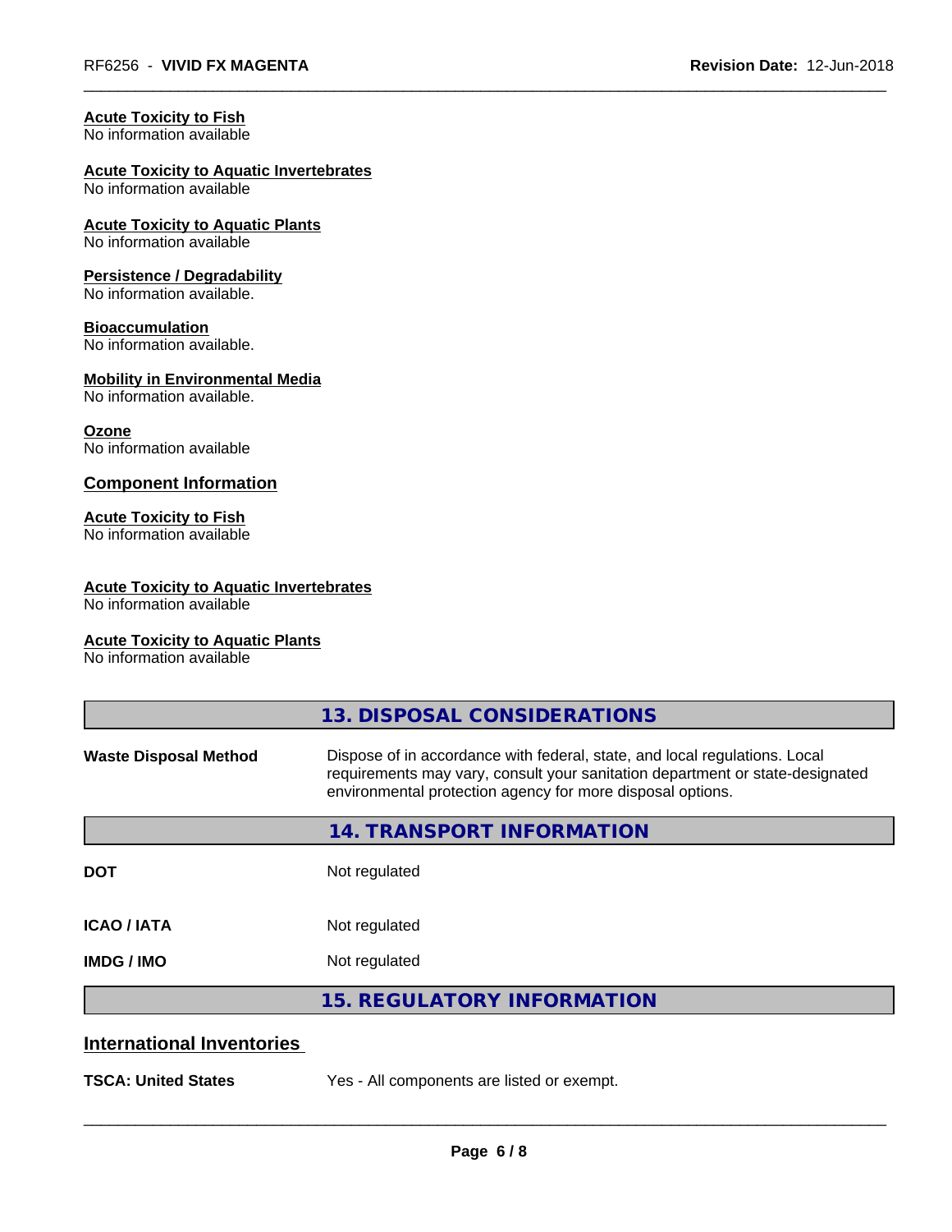**Acute Toxicity to Fish**
No information available

**Acute Toxicity to Aquatic Invertebrates**
No information available

**Acute Toxicity to Aquatic Plants**
No information available

**Persistence / Degradability**
No information available.

**Bioaccumulation**
No information available.

**Mobility in Environmental Media**
No information available.

**Ozone**
No information available

### Component Information

**Acute Toxicity to Fish**
No information available

**Acute Toxicity to Aquatic Invertebrates**
No information available

**Acute Toxicity to Aquatic Plants**
No information available

## 13. DISPOSAL CONSIDERATIONS

**Waste Disposal Method** — Dispose of in accordance with federal, state, and local regulations. Local requirements may vary, consult your sanitation department or state-designated environmental protection agency for more disposal options.

## 14. TRANSPORT INFORMATION

| | |
|---|---|
| **DOT** | Not regulated |
| **ICAO / IATA** | Not regulated |
| **IMDG / IMO** | Not regulated |

## 15. REGULATORY INFORMATION

### International Inventories

**TSCA: United States** — Yes - All components are listed or exempt.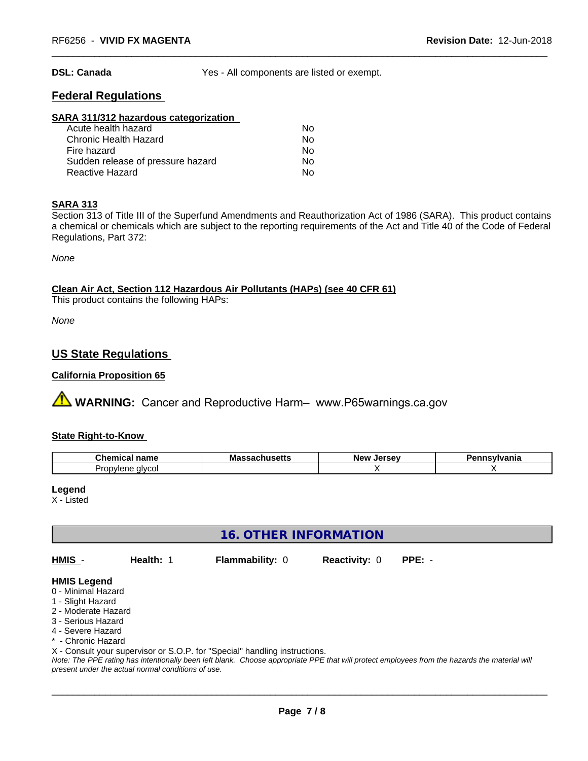**DSL: Canada** Yes - All components are listed or exempt.

## Federal Regulations

**SARA 311/312 hazardous categorization**

| | |
|---|---|
| Acute health hazard | No |
| Chronic Health Hazard | No |
| Fire hazard | No |
| Sudden release of pressure hazard | No |
| Reactive Hazard | No |

**SARA 313**

Section 313 of Title III of the Superfund Amendments and Reauthorization Act of 1986 (SARA). This product contains a chemical or chemicals which are subject to the reporting requirements of the Act and Title 40 of the Code of Federal Regulations, Part 372:

*None*

**Clean Air Act, Section 112 Hazardous Air Pollutants (HAPs) (see 40 CFR 61)**

This product contains the following HAPs:

*None*

## US State Regulations

**California Proposition 65**

⚠ **WARNING:** Cancer and Reproductive Harm– www.P65warnings.ca.gov

**State Right-to-Know**

| Chemical name | Massachusetts | New Jersey | Pennsylvania |
|---|---|---|---|
| Propylene glycol | | X | X |

**Legend**

X - Listed

## 16. OTHER INFORMATION

**HMIS** - **Health:** 1 **Flammability:** 0 **Reactivity:** 0 **PPE:** -

**HMIS Legend**

0 - Minimal Hazard
1 - Slight Hazard
2 - Moderate Hazard
3 - Serious Hazard
4 - Severe Hazard
* - Chronic Hazard
X - Consult your supervisor or S.O.P. for "Special" handling instructions.

*Note: The PPE rating has intentionally been left blank. Choose appropriate PPE that will protect employees from the hazards the material will present under the actual normal conditions of use.*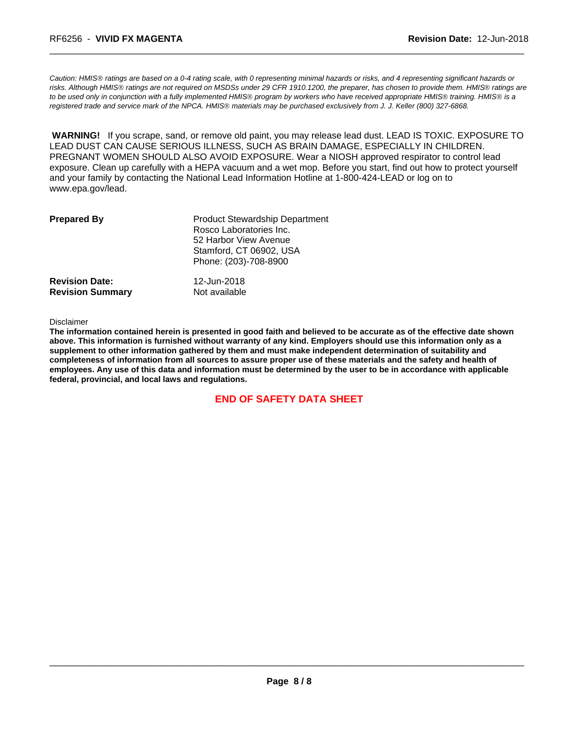*Caution: HMIS® ratings are based on a 0-4 rating scale, with 0 representing minimal hazards or risks, and 4 representing significant hazards or risks. Although HMIS® ratings are not required on MSDSs under 29 CFR 1910.1200, the preparer, has chosen to provide them. HMIS® ratings are to be used only in conjunction with a fully implemented HMIS® program by workers who have received appropriate HMIS® training. HMIS® is a registered trade and service mark of the NPCA. HMIS® materials may be purchased exclusively from J. J. Keller (800) 327-6868.*

**WARNING!** If you scrape, sand, or remove old paint, you may release lead dust. LEAD IS TOXIC. EXPOSURE TO LEAD DUST CAN CAUSE SERIOUS ILLNESS, SUCH AS BRAIN DAMAGE, ESPECIALLY IN CHILDREN. PREGNANT WOMEN SHOULD ALSO AVOID EXPOSURE. Wear a NIOSH approved respirator to control lead exposure. Clean up carefully with a HEPA vacuum and a wet mop. Before you start, find out how to protect yourself and your family by contacting the National Lead Information Hotline at 1-800-424-LEAD or log on to www.epa.gov/lead.

| | |
|---|---|
| **Prepared By** | Product Stewardship Department<br>Rosco Laboratories Inc.<br>52 Harbor View Avenue<br>Stamford, CT 06902, USA<br>Phone: (203)-708-8900 |
| **Revision Date:** | 12-Jun-2018 |
| **Revision Summary** | Not available |

Disclaimer

**The information contained herein is presented in good faith and believed to be accurate as of the effective date shown above. This information is furnished without warranty of any kind. Employers should use this information only as a supplement to other information gathered by them and must make independent determination of suitability and completeness of information from all sources to assure proper use of these materials and the safety and health of employees. Any use of this data and information must be determined by the user to be in accordance with applicable federal, provincial, and local laws and regulations.**

**END OF SAFETY DATA SHEET**